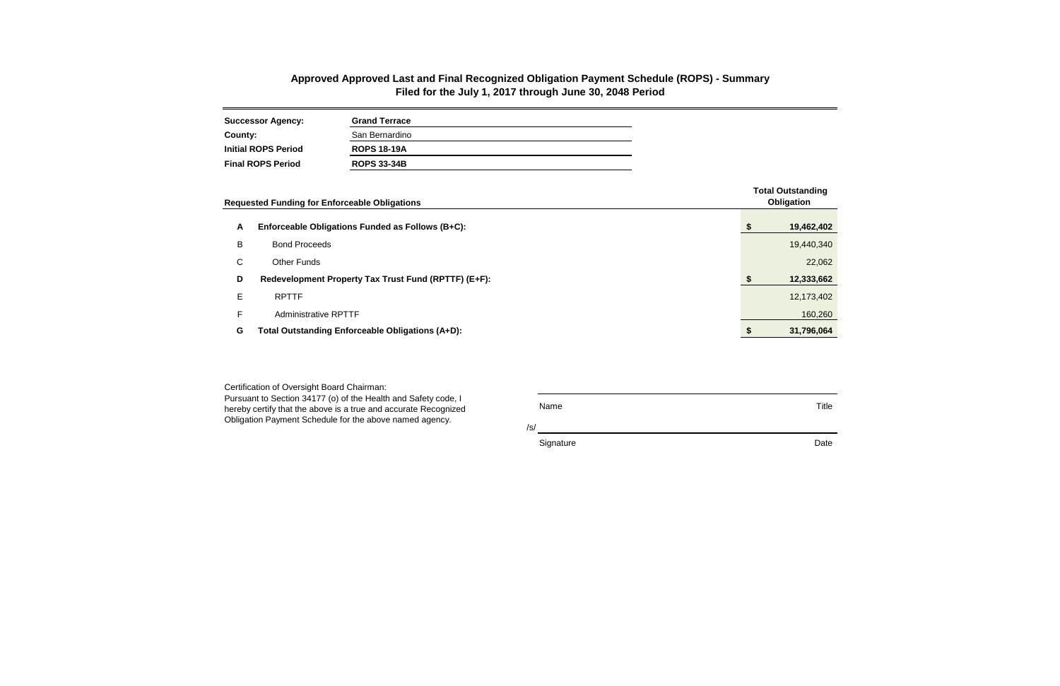# Approved Approved Last and Final Recognized Obligation Payment Schedule (ROPS) - Summary
## Filed for the July 1, 2017 through June 30, 2048 Period

| | |
|---|---|
| **Successor Agency:** | **Grand Terrace** |
| **County:** | San Bernardino |
| **Initial ROPS Period** | **ROPS 18-19A** |
| **Final ROPS Period** | **ROPS 33-34B** |

| | **Requested Funding for Enforceable Obligations** | **Total Outstanding Obligation** |
|---|---|---|
| **A** | **Enforceable Obligations Funded as Follows (B+C):** | **$ 19,462,402** |
| B | Bond Proceeds | 19,440,340 |
| C | Other Funds | 22,062 |
| **D** | **Redevelopment Property Tax Trust Fund (RPTTF) (E+F):** | **$ 12,333,662** |
| E | RPTTF | 12,173,402 |
| F | Administrative RPTTF | 160,260 |
| **G** | **Total Outstanding Enforceable Obligations (A+D):** | **$ 31,796,064** |

Certification of Oversight Board Chairman:
Pursuant to Section 34177 (o) of the Health and Safety code, I hereby certify that the above is a true and accurate Recognized Obligation Payment Schedule for the above named agency.

| | |
|---|---|
| Name | Title |
| /s/ Signature | Date |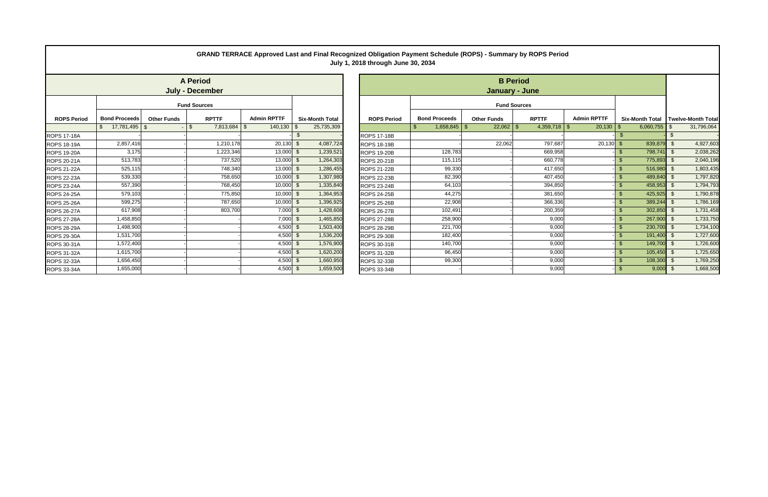# GRAND TERRACE Approved Last and Final Recognized Obligation Payment Schedule (ROPS) - Summary by ROPS Period

## July 1, 2018 through June 30, 2034

| A Period July - December | | | | | | B Period January - June | | | | | | |
|---|---|---|---|---|---|---|---|---|---|---|---|---|
| | Fund Sources | | | | | | Fund Sources | | | | | |
| ROPS Period | Bond Proceeds | Other Funds | RPTTF | Admin RPTTF | Six-Month Total | ROPS Period | Bond Proceeds | Other Funds | RPTTF | Admin RPTTF | Six-Month Total | Twelve-Month Total |
| | $ 17,781,495 | $ - | $ 7,813,684 | $ 140,130 | $ 25,735,309 | | $ 1,658,845 | $ 22,062 | $ 4,359,718 | $ 20,130 | $ 6,060,755 | $ 31,796,064 |
| ROPS 17-18A | | | | - | $ - | ROPS 17-18B | | | | - | $ - | $ - |
| ROPS 18-19A | 2,857,416 | - | 1,210,178 | 20,130 | $ 4,087,724 | ROPS 18-19B | - | 22,062 | 797,687 | 20,130 | $ 839,879 | $ 4,927,603 |
| ROPS 19-20A | 3,175 | - | 1,223,346 | 13,000 | $ 1,239,521 | ROPS 19-20B | 128,783 | - | 669,958 | - | $ 798,741 | $ 2,038,262 |
| ROPS 20-21A | 513,783 | - | 737,520 | 13,000 | $ 1,264,303 | ROPS 20-21B | 115,115 | - | 660,778 | - | $ 775,893 | $ 2,040,196 |
| ROPS 21-22A | 525,115 | - | 748,340 | 13,000 | $ 1,286,455 | ROPS 21-22B | 99,330 | - | 417,650 | - | $ 516,980 | $ 1,803,435 |
| ROPS 22-23A | 539,330 | - | 758,650 | 10,000 | $ 1,307,980 | ROPS 22-23B | 82,390 | - | 407,450 | - | $ 489,840 | $ 1,797,820 |
| ROPS 23-24A | 557,390 | - | 768,450 | 10,000 | $ 1,335,840 | ROPS 23-24B | 64,103 | - | 394,850 | - | $ 458,953 | $ 1,794,793 |
| ROPS 24-25A | 579,103 | - | 775,850 | 10,000 | $ 1,364,953 | ROPS 24-25B | 44,275 | - | 381,650 | - | $ 425,925 | $ 1,790,878 |
| ROPS 25-26A | 599,275 | - | 787,650 | 10,000 | $ 1,396,925 | ROPS 25-26B | 22,908 | - | 366,336 | - | $ 389,244 | $ 1,786,169 |
| ROPS 26-27A | 617,908 | - | 803,700 | 7,000 | $ 1,428,608 | ROPS 26-27B | 102,491 | - | 200,359 | - | $ 302,850 | $ 1,731,458 |
| ROPS 27-28A | 1,458,850 | - | - | 7,000 | $ 1,465,850 | ROPS 27-28B | 258,900 | - | 9,000 | - | $ 267,900 | $ 1,733,750 |
| ROPS 28-29A | 1,498,900 | - | - | 4,500 | $ 1,503,400 | ROPS 28-29B | 221,700 | - | 9,000 | - | $ 230,700 | $ 1,734,100 |
| ROPS 29-30A | 1,531,700 | - | - | 4,500 | $ 1,536,200 | ROPS 29-30B | 182,400 | - | 9,000 | - | $ 191,400 | $ 1,727,600 |
| ROPS 30-31A | 1,572,400 | - | - | 4,500 | $ 1,576,900 | ROPS 30-31B | 140,700 | - | 9,000 | - | $ 149,700 | $ 1,726,600 |
| ROPS 31-32A | 1,615,700 | - | - | 4,500 | $ 1,620,200 | ROPS 31-32B | 96,450 | - | 9,000 | - | $ 105,450 | $ 1,725,650 |
| ROPS 32-33A | 1,656,450 | - | - | 4,500 | $ 1,660,950 | ROPS 32-33B | 99,300 | - | 9,000 | - | $ 108,300 | $ 1,769,250 |
| ROPS 33-34A | 1,655,000 | - | - | 4,500 | $ 1,659,500 | ROPS 33-34B | - | - | 9,000 | - | $ 9,000 | $ 1,668,500 |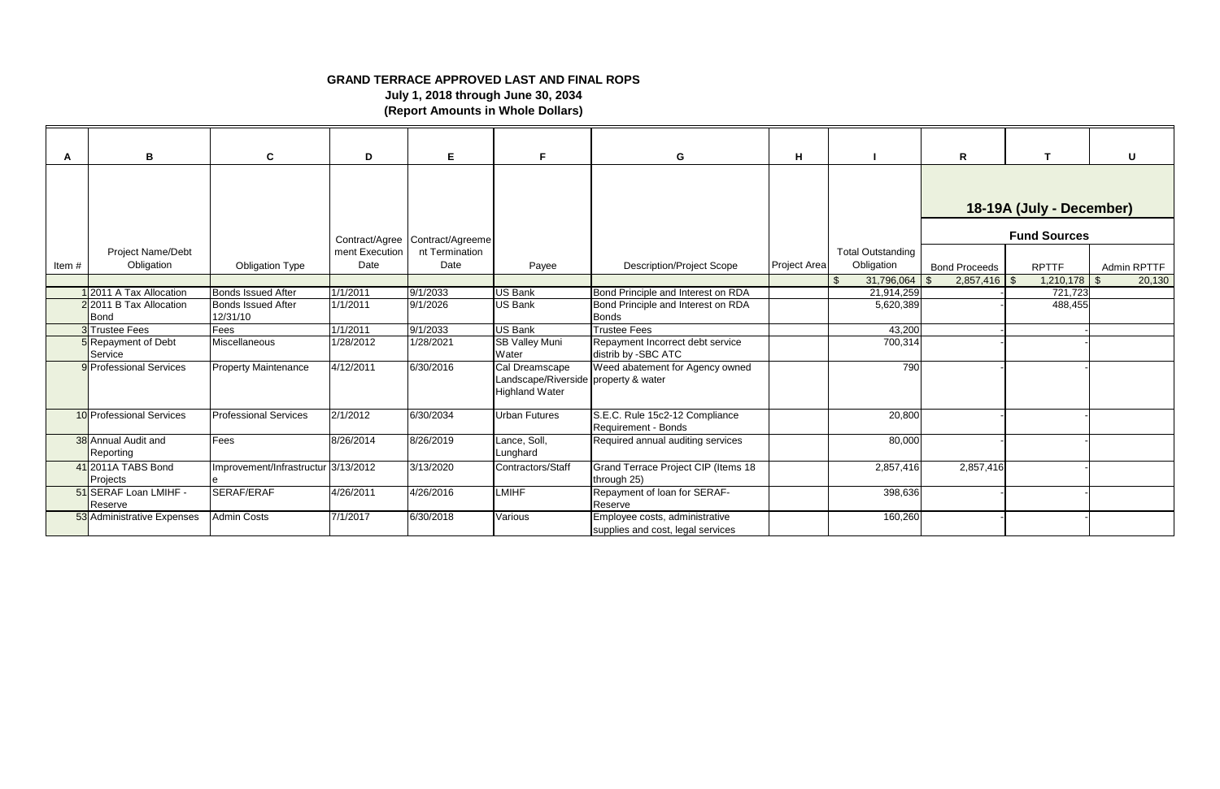**GRAND TERRACE APPROVED LAST AND FINAL ROPS**
**July 1, 2018 through June 30, 2034**
**(Report Amounts in Whole Dollars)**

| A | B | C | D | E | F | G | H | I | R | T | U |
|---|---|---|---|---|---|---|---|---|---|---|---|
| | | | | | | | | | **18-19A (July - December)** | | |
| | | | | | | | | | **Fund Sources** | | |
| Item # | Project Name/Debt Obligation | Obligation Type | Contract/Agreement Execution Date | Contract/Agreement Termination Date | Payee | Description/Project Scope | Project Area | Total Outstanding Obligation | Bond Proceeds | RPTTF | Admin RPTTF |
| | | | | | | | | $ 31,796,064 | $ 2,857,416 | $ 1,210,178 | $ 20,130 |
| 1 | 2011 A Tax Allocation | Bonds Issued After | 1/1/2011 | 9/1/2033 | US Bank | Bond Principle and Interest on RDA | | 21,914,259 | - | 721,723 | |
| 2 | 2011 B Tax Allocation Bond | Bonds Issued After 12/31/10 | 1/1/2011 | 9/1/2026 | US Bank | Bond Principle and Interest on RDA Bonds | | 5,620,389 | - | 488,455 | |
| 3 | Trustee Fees | Fees | 1/1/2011 | 9/1/2033 | US Bank | Trustee Fees | | 43,200 | - | - | |
| 5 | Repayment of Debt Service | Miscellaneous | 1/28/2012 | 1/28/2021 | SB Valley Muni Water | Repayment Incorrect debt service distrib by -SBC ATC | | 700,314 | - | - | |
| 9 | Professional Services | Property Maintenance | 4/12/2011 | 6/30/2016 | Cal Dreamscape Landscape/Riverside Highland Water | Weed abatement for Agency owned property & water | | 790 | - | - | |
| 10 | Professional Services | Professional Services | 2/1/2012 | 6/30/2034 | Urban Futures | S.E.C. Rule 15c2-12 Compliance Requirement - Bonds | | 20,800 | - | - | |
| 38 | Annual Audit and Reporting | Fees | 8/26/2014 | 8/26/2019 | Lance, Soll, Lunghard | Required annual auditing services | | 80,000 | - | - | |
| 41 | 2011A TABS Bond Projects | Improvement/Infrastructure | 3/13/2012 | 3/13/2020 | Contractors/Staff | Grand Terrace Project CIP (Items 18 through 25) | | 2,857,416 | 2,857,416 | | - |
| 51 | SERAF Loan LMIHF - Reserve | SERAF/ERAF | 4/26/2011 | 4/26/2016 | LMIHF | Repayment of loan for SERAF-Reserve | | 398,636 | - | - | |
| 53 | Administrative Expenses | Admin Costs | 7/1/2017 | 6/30/2018 | Various | Employee costs, administrative supplies and cost, legal services | | 160,260 | - | - | |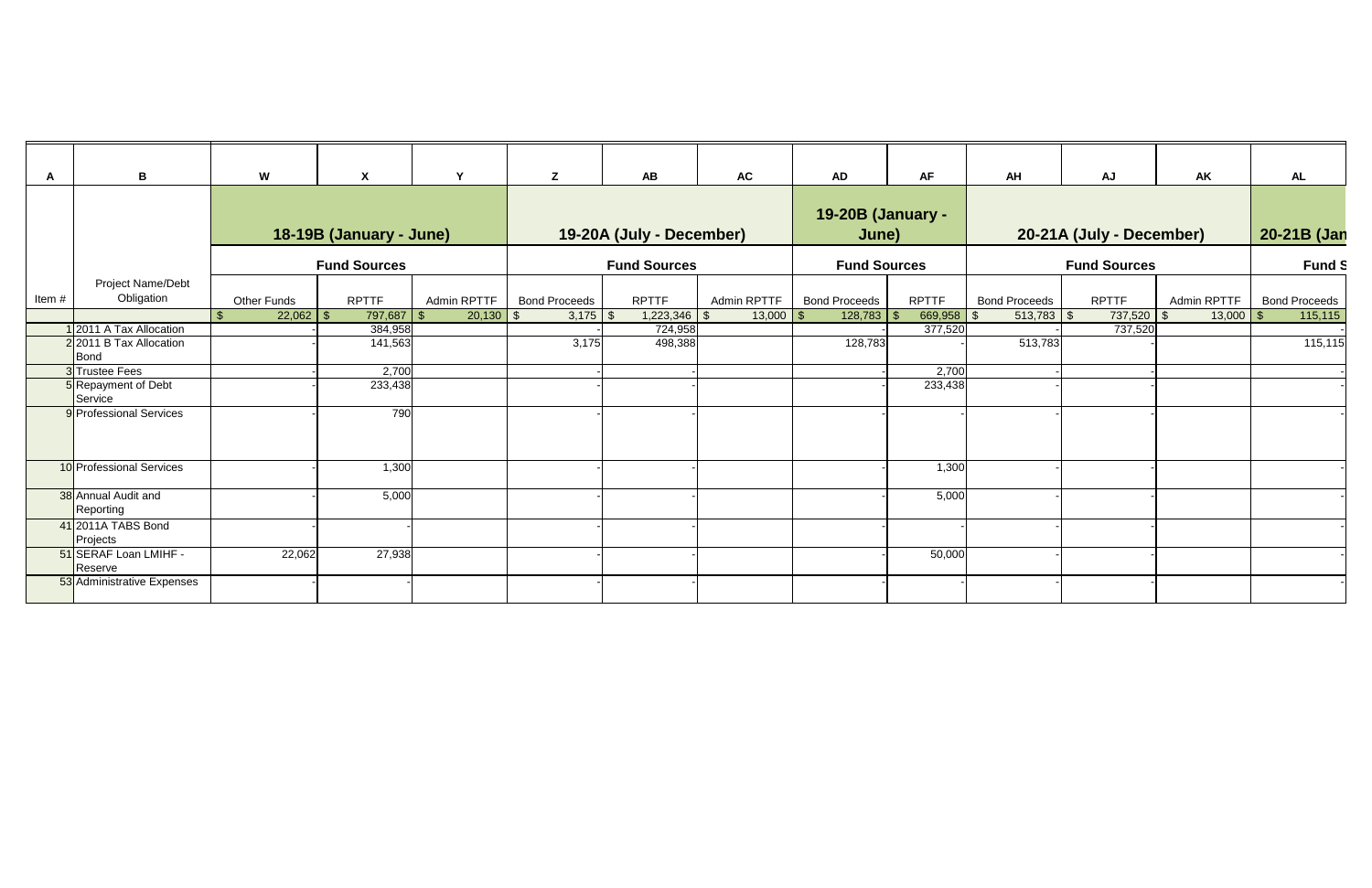| A | B | W | X | Y | Z | AB | AC | AD | AF | AH | AJ | AK | AL |
|---|---|---|---|---|---|---|---|---|---|---|---|---|---|
| | | 18-19B (January - June) | | | 19-20A (July - December) | | | 19-20B (January - June) | | 20-21A (July - December) | | | 20-21B (Jan |
| | | Fund Sources | | | Fund Sources | | | Fund Sources | | Fund Sources | | | Fund S |
| Item # | Project Name/Debt Obligation | Other Funds | RPTTF | Admin RPTTF | Bond Proceeds | RPTTF | Admin RPTTF | Bond Proceeds | RPTTF | Bond Proceeds | RPTTF | Admin RPTTF | Bond Proceeds |
| | | $ 22,062 | $ 797,687 | $ 20,130 | $ 3,175 | $ 1,223,346 | $ 13,000 | $ 128,783 | $ 669,958 | $ 513,783 | $ 737,520 | $ 13,000 | $ 115,115 |
| 1 | 2011 A Tax Allocation | - | 384,958 | | - | 724,958 | | - | 377,520 | - | 737,520 | | - |
| 2 | 2011 B Tax Allocation Bond | - | 141,563 | | 3,175 | 498,388 | | 128,783 | - | 513,783 | - | | 115,115 |
| 3 | Trustee Fees | - | 2,700 | | - | - | | - | 2,700 | - | - | | - |
| 5 | Repayment of Debt Service | - | 233,438 | | - | - | | - | 233,438 | - | - | | - |
| 9 | Professional Services | - | 790 | | - | - | | - | - | - | - | | - |
| 10 | Professional Services | - | 1,300 | | - | - | | - | 1,300 | - | - | | - |
| 38 | Annual Audit and Reporting | - | 5,000 | | - | - | | - | 5,000 | - | - | | - |
| 41 | 2011A TABS Bond Projects | - | - | | - | - | | - | - | - | - | | - |
| 51 | SERAF Loan LMIHF - Reserve | 22,062 | 27,938 | | - | - | | - | 50,000 | - | - | | - |
| 53 | Administrative Expenses | - | - | | - | - | | - | - | - | - | | - |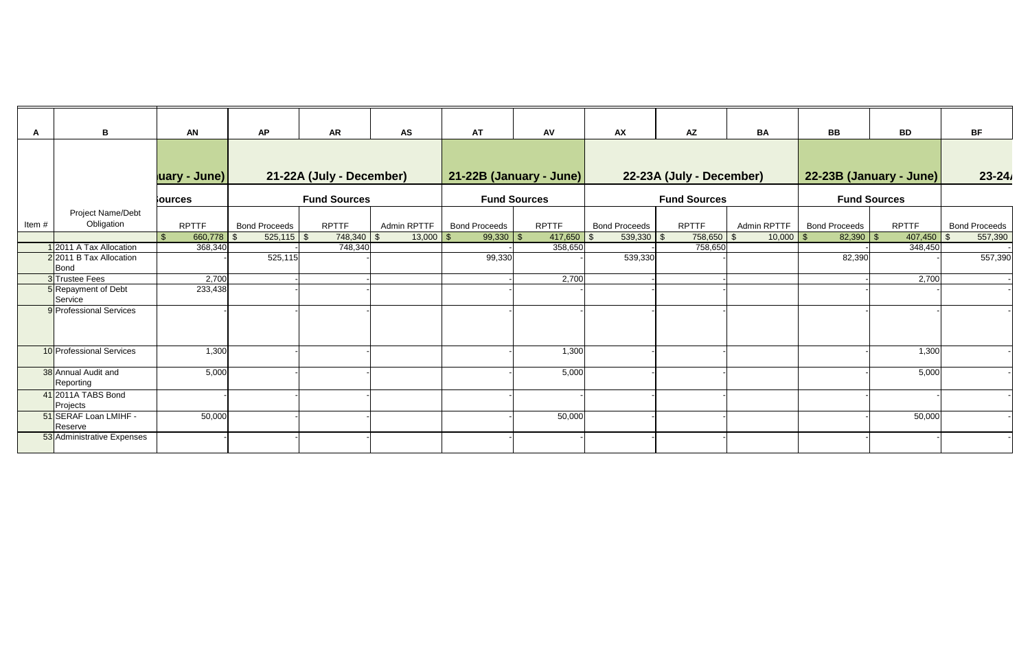| A | B | AN | AP | AR | AS | AT | AV | AX | AZ | BA | BB | BD | BF |
|---|---|---|---|---|---|---|---|---|---|---|---|---|---|
| | | uary - June) | 21-22A (July - December) | | | 21-22B (January - June) | | 22-23A (July - December) | | | 22-23B (January - June) | | 23-24 |
| | | ources | Fund Sources | | | Fund Sources | | Fund Sources | | | Fund Sources | | |
| Item # | Project Name/Debt Obligation | RPTTF | Bond Proceeds | RPTTF | Admin RPTTF | Bond Proceeds | RPTTF | Bond Proceeds | RPTTF | Admin RPTTF | Bond Proceeds | RPTTF | Bond Proceeds |
| | | $ 660,778 | $ 525,115 | $ 748,340 | $ 13,000 | $ 99,330 | $ 417,650 | $ 539,330 | $ 758,650 | $ 10,000 | $ 82,390 | $ 407,450 | $ 557,390 |
| 1 | 2011 A Tax Allocation | 368,340 | - | 748,340 | | - | 358,650 | - | 758,650 | | - | 348,450 | - |
| 2 | 2011 B Tax Allocation Bond | | 525,115 | - | | 99,330 | - | 539,330 | - | | 82,390 | - | 557,390 |
| 3 | Trustee Fees | 2,700 | - | - | | - | 2,700 | - | - | | - | 2,700 | - |
| 5 | Repayment of Debt Service | 233,438 | - | - | | - | - | - | - | | - | - | - |
| 9 | Professional Services | - | - | - | | - | - | - | - | | - | - | - |
| 10 | Professional Services | 1,300 | - | - | | - | 1,300 | - | - | | - | 1,300 | - |
| 38 | Annual Audit and Reporting | 5,000 | - | - | | - | 5,000 | - | - | | - | 5,000 | - |
| 41 | 2011A TABS Bond Projects | - | - | - | | - | - | - | - | | - | - | - |
| 51 | SERAF Loan LMIHF - Reserve | 50,000 | - | - | | - | 50,000 | - | - | | - | 50,000 | - |
| 53 | Administrative Expenses | - | - | - | | - | - | - | - | | - | - | - |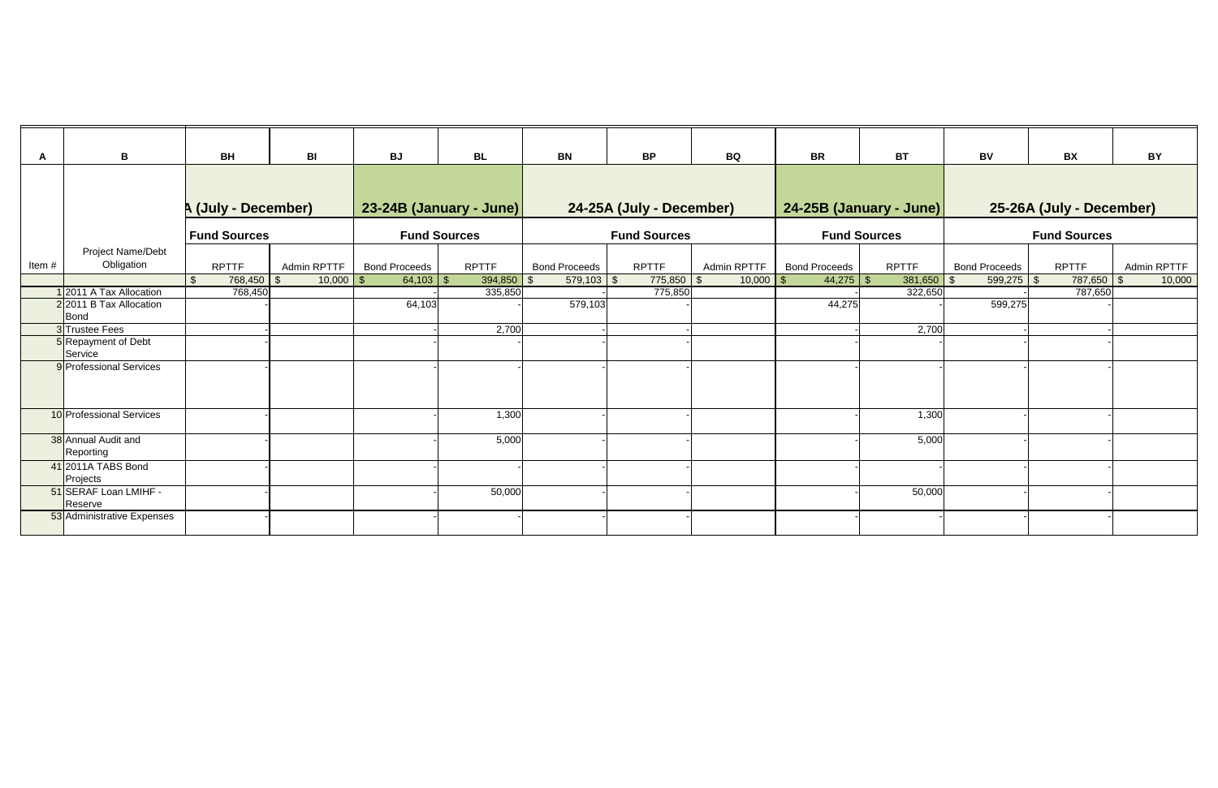| A | B | BH | BI | BJ | BL | BN | BP | BQ | BR | BT | BV | BX | BY |
|---|---|---|---|---|---|---|---|---|---|---|---|---|---|
| | | A (July - December) | | 23-24B (January - June) | | 24-25A (July - December) | | | 24-25B (January - June) | | 25-26A (July - December) | | |
| | | Fund Sources | | Fund Sources | | Fund Sources | | | Fund Sources | | Fund Sources | | |
| Item # | Project Name/Debt Obligation | RPTTF | Admin RPTTF | Bond Proceeds | RPTTF | Bond Proceeds | RPTTF | Admin RPTTF | Bond Proceeds | RPTTF | Bond Proceeds | RPTTF | Admin RPTTF |
| | | $ 768,450 | $ 10,000 | $ 64,103 | $ 394,850 | $ 579,103 | $ 775,850 | $ 10,000 | $ 44,275 | $ 381,650 | $ 599,275 | $ 787,650 | $ 10,000 |
| 1 | 2011 A Tax Allocation | 768,450 | | | 335,850 | | 775,850 | | | 322,650 | | 787,650 | |
| 2 | 2011 B Tax Allocation Bond | - | | 64,103 | - | 579,103 | - | | 44,275 | - | 599,275 | | |
| 3 | Trustee Fees | - | | - | 2,700 | - | - | | - | 2,700 | - | - | |
| 5 | Repayment of Debt Service | - | | - | - | - | - | | - | - | - | - | |
| 9 | Professional Services | - | | - | - | - | - | | - | - | - | - | |
| 10 | Professional Services | - | | - | 1,300 | - | - | | - | 1,300 | - | - | |
| 38 | Annual Audit and Reporting | - | | - | 5,000 | - | - | | - | 5,000 | - | - | |
| 41 | 2011A TABS Bond Projects | - | | - | - | - | - | | - | - | - | - | |
| 51 | SERAF Loan LMIHF - Reserve | - | | - | 50,000 | - | - | | - | 50,000 | - | - | |
| 53 | Administrative Expenses | - | | - | - | - | - | | - | - | - | - | |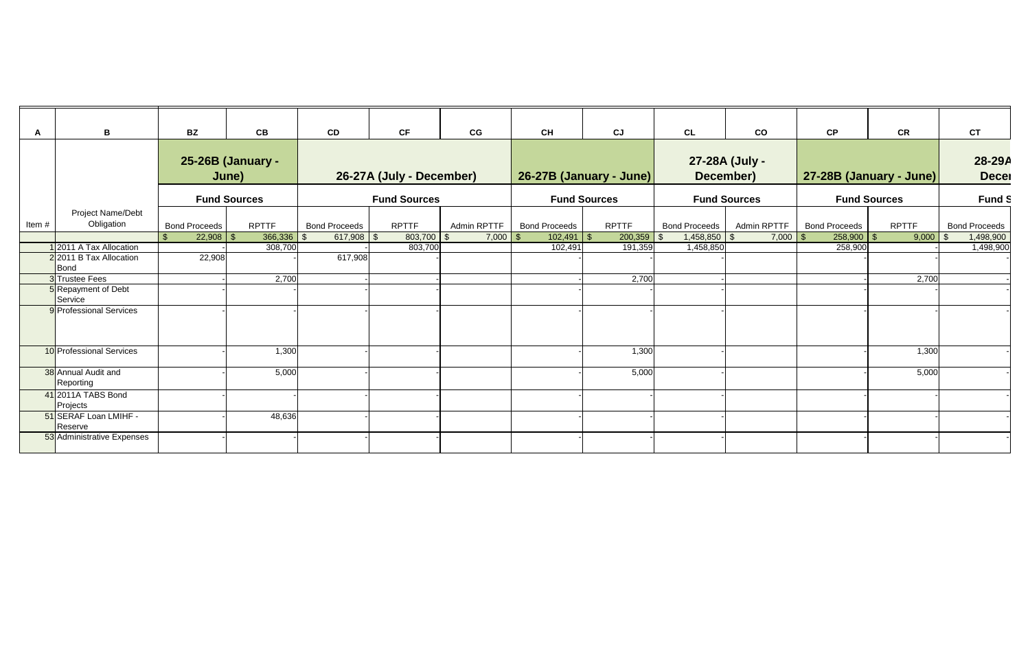| A | B | BZ | CB | CD | CF | CG | CH | CJ | CL | CO | CP | CR | CT |
|---|---|---|---|---|---|---|---|---|---|---|---|---|---|
| | | 25-26B (January - June) | | 26-27A (July - December) | | | 26-27B (January - June) | | 27-28A (July - December) | | 27-28B (January - June) | | 28-29A Decer |
| | | Fund Sources | | Fund Sources | | | Fund Sources | | Fund Sources | | Fund Sources | | Fund S |
| Item # | Project Name/Debt Obligation | Bond Proceeds | RPTTF | Bond Proceeds | RPTTF | Admin RPTTF | Bond Proceeds | RPTTF | Bond Proceeds | Admin RPTTF | Bond Proceeds | RPTTF | Bond Proceeds |
| | | $ 22,908 | $ 366,336 | $ 617,908 | $ 803,700 | $ 7,000 | $ 102,491 | $ 200,359 | $ 1,458,850 | $ 7,000 | $ 258,900 | $ 9,000 | $ 1,498,900 |
| 1 | 2011 A Tax Allocation | - | 308,700 | - | 803,700 | | 102,491 | 191,359 | 1,458,850 | | 258,900 | - | 1,498,900 |
| 2 | 2011 B Tax Allocation Bond | 22,908 | - | 617,908 | - | | - | - | - | | - | - | - |
| 3 | Trustee Fees | - | 2,700 | - | - | - | - | 2,700 | - | | - | 2,700 | - |
| 5 | Repayment of Debt Service | - | - | - | - | - | - | - | - | | - | - | - |
| 9 | Professional Services | - | - | - | - | - | - | - | - | | - | - | - |
| 10 | Professional Services | - | 1,300 | - | - | - | - | 1,300 | - | | - | 1,300 | - |
| 38 | Annual Audit and Reporting | - | 5,000 | - | - | - | - | 5,000 | - | | - | 5,000 | - |
| 41 | 2011A TABS Bond Projects | - | - | - | - | - | - | - | - | | - | - | - |
| 51 | SERAF Loan LMIHF - Reserve | - | 48,636 | - | - | - | - | - | - | | - | - | - |
| 53 | Administrative Expenses | - | - | - | - | - | - | - | - | | - | - | - |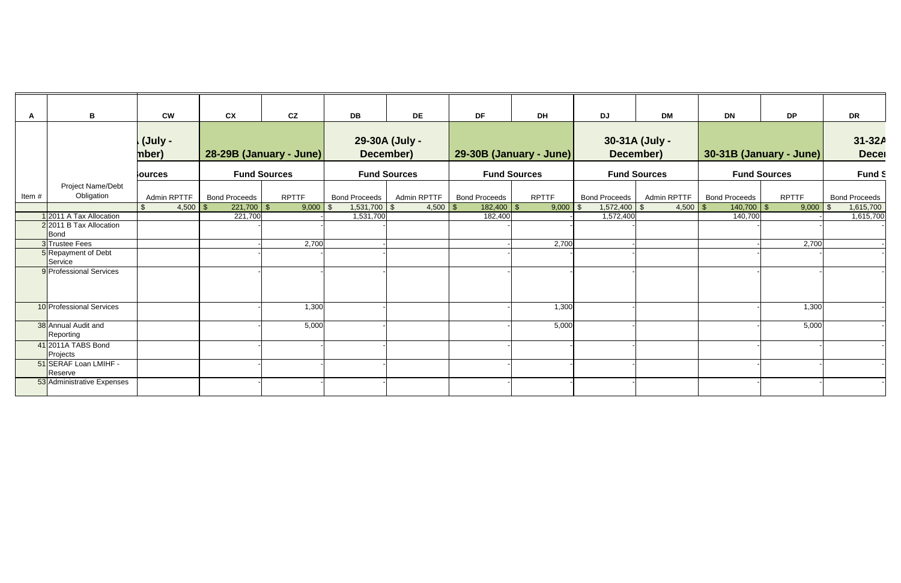| A | B | CW | CX | CZ | DB | DE | DF | DH | DJ | DM | DN | DP | DR |
|---|---|---|---|---|---|---|---|---|---|---|---|---|---|
| | | (July - mber) | 28-29B (January - June) | | 29-30A (July - December) | | 29-30B (January - June) | | 30-31A (July - December) | | 30-31B (January - June) | | 31-32A Decer |
| | | ources | Fund Sources | | Fund Sources | | Fund Sources | | Fund Sources | | Fund Sources | | Fund S |
| Item # | Project Name/Debt Obligation | Admin RPTTF | Bond Proceeds | RPTTF | Bond Proceeds | Admin RPTTF | Bond Proceeds | RPTTF | Bond Proceeds | Admin RPTTF | Bond Proceeds | RPTTF | Bond Proceeds |
| | | $ 4,500 | $ 221,700 | $ 9,000 | $ 1,531,700 | $ 4,500 | $ 182,400 | $ 9,000 | $ 1,572,400 | $ 4,500 | $ 140,700 | $ 9,000 | $ 1,615,700 |
| 1 | 2011 A Tax Allocation | | 221,700 | - | 1,531,700 | | 182,400 | - | 1,572,400 | | 140,700 | - | 1,615,700 |
| 2 | 2011 B Tax Allocation Bond | | - | - | | | | - | | | | - | - |
| 3 | Trustee Fees | | - | 2,700 | - | | - | 2,700 | - | | - | 2,700 | - |
| 5 | Repayment of Debt Service | | - | - | - | | - | - | - | | - | - | - |
| 9 | Professional Services | | - | - | - | | - | - | - | | - | - | - |
| 10 | Professional Services | | - | 1,300 | - | | - | 1,300 | - | | - | 1,300 | - |
| 38 | Annual Audit and Reporting | | - | 5,000 | - | | - | 5,000 | - | | - | 5,000 | - |
| 41 | 2011A TABS Bond Projects | | - | - | - | | - | - | - | | - | - | - |
| 51 | SERAF Loan LMIHF - Reserve | | - | - | - | | - | - | - | | - | - | - |
| 53 | Administrative Expenses | | - | - | - | | - | - | - | | - | - | - |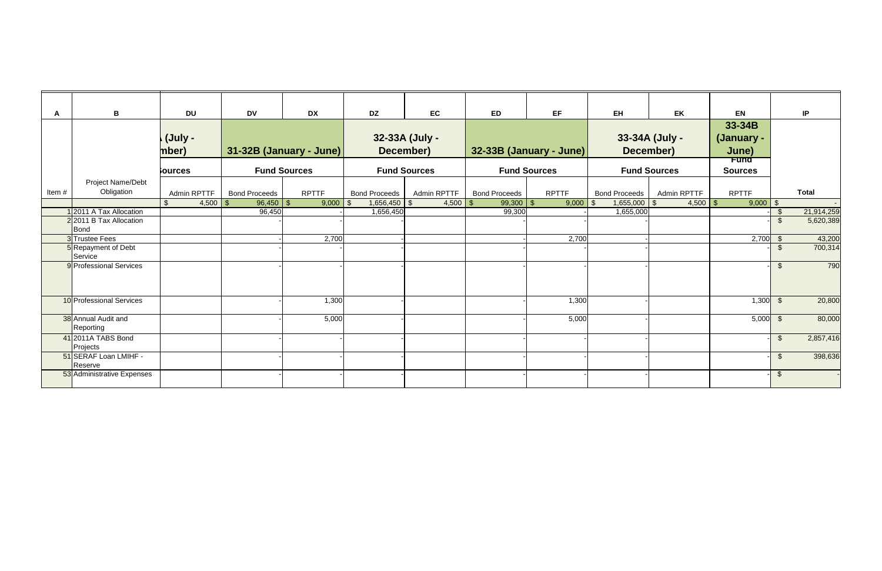| A | B | DU | DV | DX | DZ | EC | ED | EF | EH | EK | EN | IP |
|---|---|---|---|---|---|---|---|---|---|---|---|---|
| | | (July - mber) | 31-32B (January - June) | | 32-33A (July - December) | | 32-33B (January - June) | | 33-34A (July - December) | | 33-34B (January - June) | |
| | | ources | Fund Sources | | Fund Sources | | Fund Sources | | Fund Sources | | Fund Sources | |
| Item # | Project Name/Debt Obligation | Admin RPTTF | Bond Proceeds | RPTTF | Bond Proceeds | Admin RPTTF | Bond Proceeds | RPTTF | Bond Proceeds | Admin RPTTF | RPTTF | Total |
| | | $ 4,500 | $ 96,450 | $ 9,000 | $ 1,656,450 | $ 4,500 | $ 99,300 | $ 9,000 | $ 1,655,000 | $ 4,500 | $ 9,000 | $ - |
| 1 | 2011 A Tax Allocation | | 96,450 | - | 1,656,450 | | 99,300 | - | 1,655,000 | | - | $ 21,914,259 |
| 2 | 2011 B Tax Allocation Bond | | - | - | - | | - | - | - | | - | $ 5,620,389 |
| 3 | Trustee Fees | | - | 2,700 | - | | - | 2,700 | - | | 2,700 | $ 43,200 |
| 5 | Repayment of Debt Service | | - | - | - | | - | - | - | | - | $ 700,314 |
| 9 | Professional Services | | - | - | - | | - | - | - | | - | $ 790 |
| 10 | Professional Services | | - | 1,300 | - | | - | 1,300 | - | | 1,300 | $ 20,800 |
| 38 | Annual Audit and Reporting | | - | 5,000 | - | | - | 5,000 | - | | 5,000 | $ 80,000 |
| 41 | 2011A TABS Bond Projects | | - | - | - | | - | - | - | | - | $ 2,857,416 |
| 51 | SERAF Loan LMIHF - Reserve | | - | - | - | | - | - | - | | - | $ 398,636 |
| 53 | Administrative Expenses | | - | - | - | | - | - | - | | - | $ - |